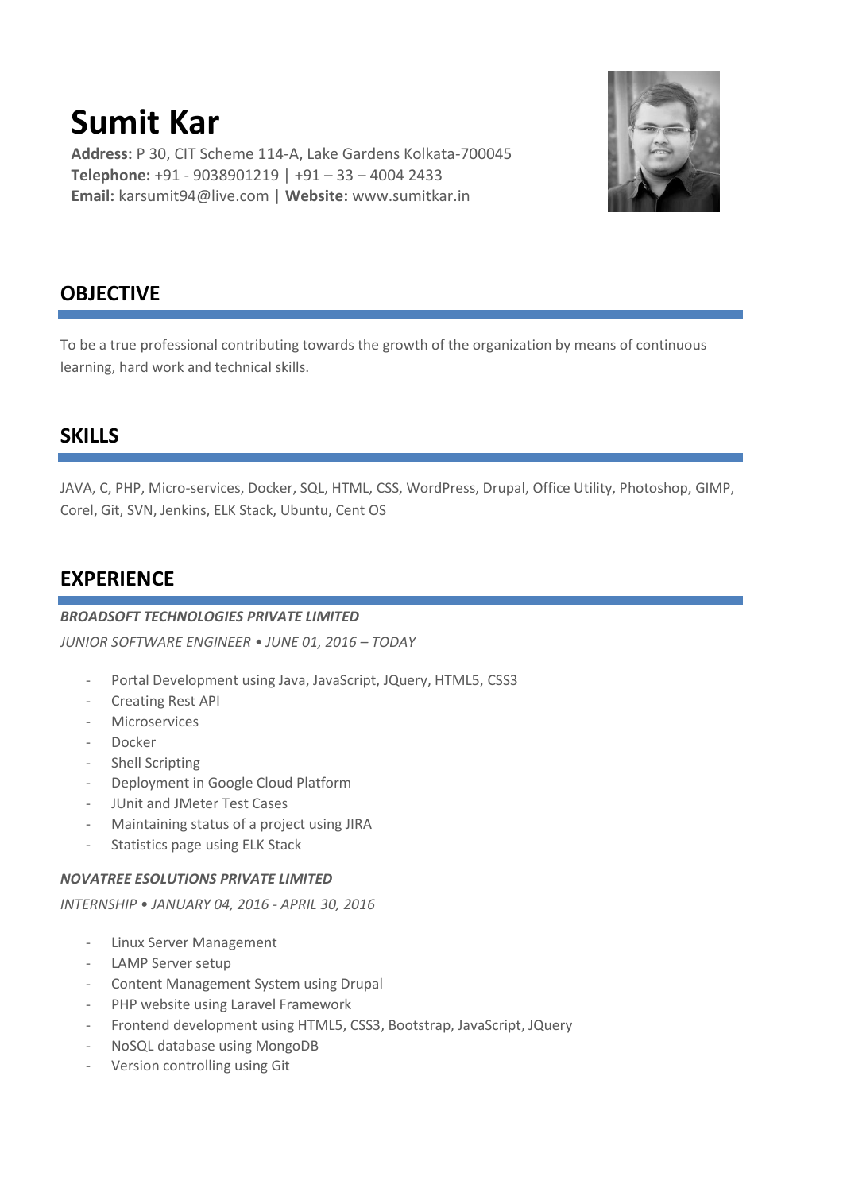# Sumit Kar

**Address:** P 30, CIT Scheme 114-A, Lake Gardens Kolkata-700045
**Telephone:** +91 - 9038901219 | +91 – 33 – 4004 2433
**Email:** karsumit94@live.com | **Website:** www.sumitkar.in

## OBJECTIVE

To be a true professional contributing towards the growth of the organization by means of continuous learning, hard work and technical skills.

## SKILLS

JAVA, C, PHP, Micro-services, Docker, SQL, HTML, CSS, WordPress, Drupal, Office Utility, Photoshop, GIMP, Corel, Git, SVN, Jenkins, ELK Stack, Ubuntu, Cent OS

## EXPERIENCE

***BROADSOFT TECHNOLOGIES PRIVATE LIMITED***

*JUNIOR SOFTWARE ENGINEER • JUNE 01, 2016 – TODAY*

- Portal Development using Java, JavaScript, JQuery, HTML5, CSS3
- Creating Rest API
- Microservices
- Docker
- Shell Scripting
- Deployment in Google Cloud Platform
- JUnit and JMeter Test Cases
- Maintaining status of a project using JIRA
- Statistics page using ELK Stack

***NOVATREE ESOLUTIONS PRIVATE LIMITED***

*INTERNSHIP • JANUARY 04, 2016 - APRIL 30, 2016*

- Linux Server Management
- LAMP Server setup
- Content Management System using Drupal
- PHP website using Laravel Framework
- Frontend development using HTML5, CSS3, Bootstrap, JavaScript, JQuery
- NoSQL database using MongoDB
- Version controlling using Git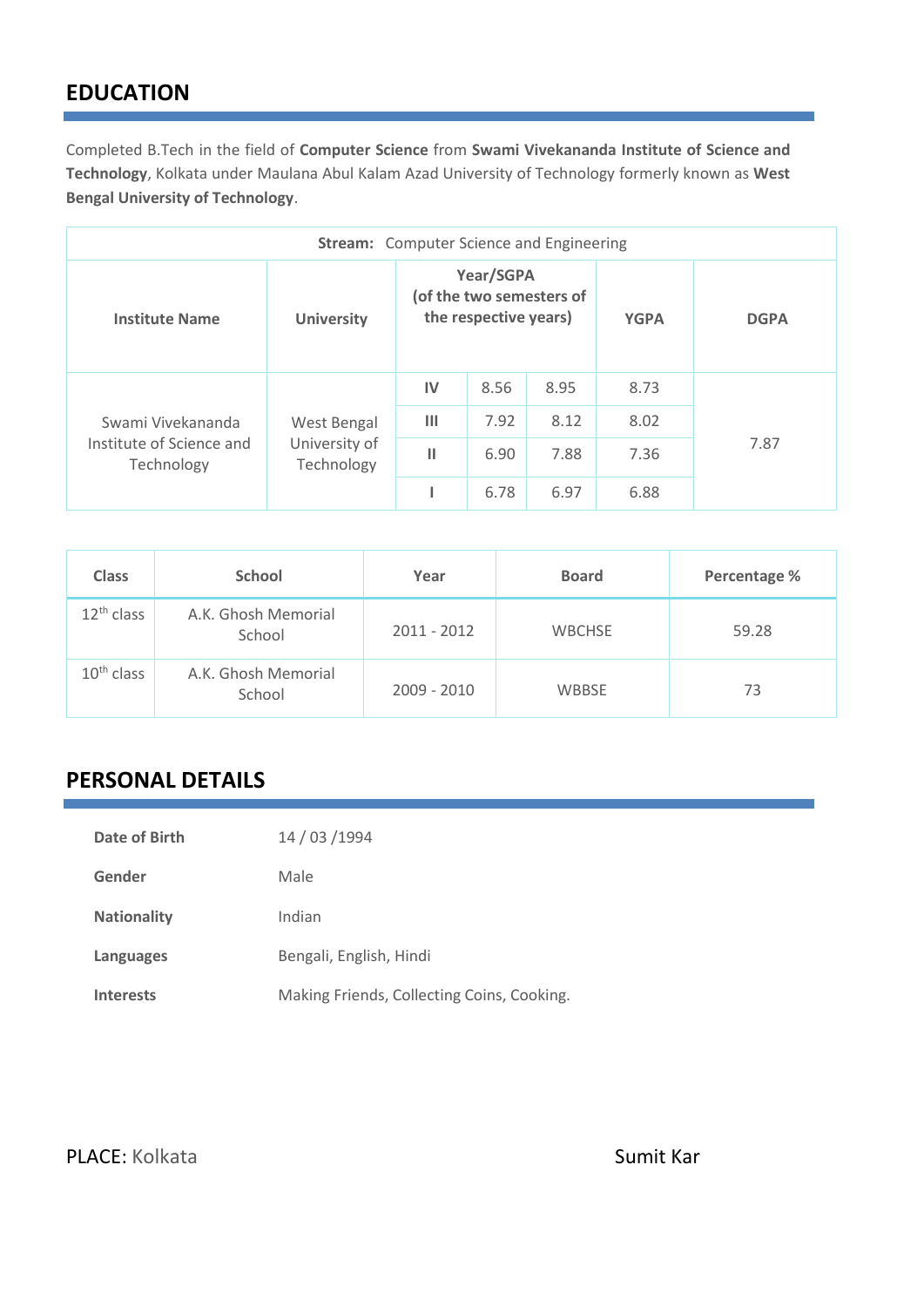## EDUCATION

Completed B.Tech in the field of **Computer Science** from **Swami Vivekananda Institute of Science and Technology**, Kolkata under Maulana Abul Kalam Azad University of Technology formerly known as **West Bengal University of Technology**.

| **Stream:** Computer Science and Engineering | | | | | | |
|---|---|---|---|---|---|---|
| **Institute Name** | **University** | **Year/SGPA (of the two semesters of the respective years)** | | | **YGPA** | **DGPA** |
| Swami Vivekananda Institute of Science and Technology | West Bengal University of Technology | IV | 8.56 | 8.95 | 8.73 | 7.87 |
| | | III | 7.92 | 8.12 | 8.02 | |
| | | II | 6.90 | 7.88 | 7.36 | |
| | | I | 6.78 | 6.97 | 6.88 | |

| Class | School | Year | Board | Percentage % |
|---|---|---|---|---|
| 12th class | A.K. Ghosh Memorial School | 2011 - 2012 | WBCHSE | 59.28 |
| 10th class | A.K. Ghosh Memorial School | 2009 - 2010 | WBBSE | 73 |

## PERSONAL DETAILS

| | |
|---|---|
| **Date of Birth** | 14 / 03 /1994 |
| **Gender** | Male |
| **Nationality** | Indian |
| **Languages** | Bengali, English, Hindi |
| **Interests** | Making Friends, Collecting Coins, Cooking. |

PLACE: Kolkata

Sumit Kar